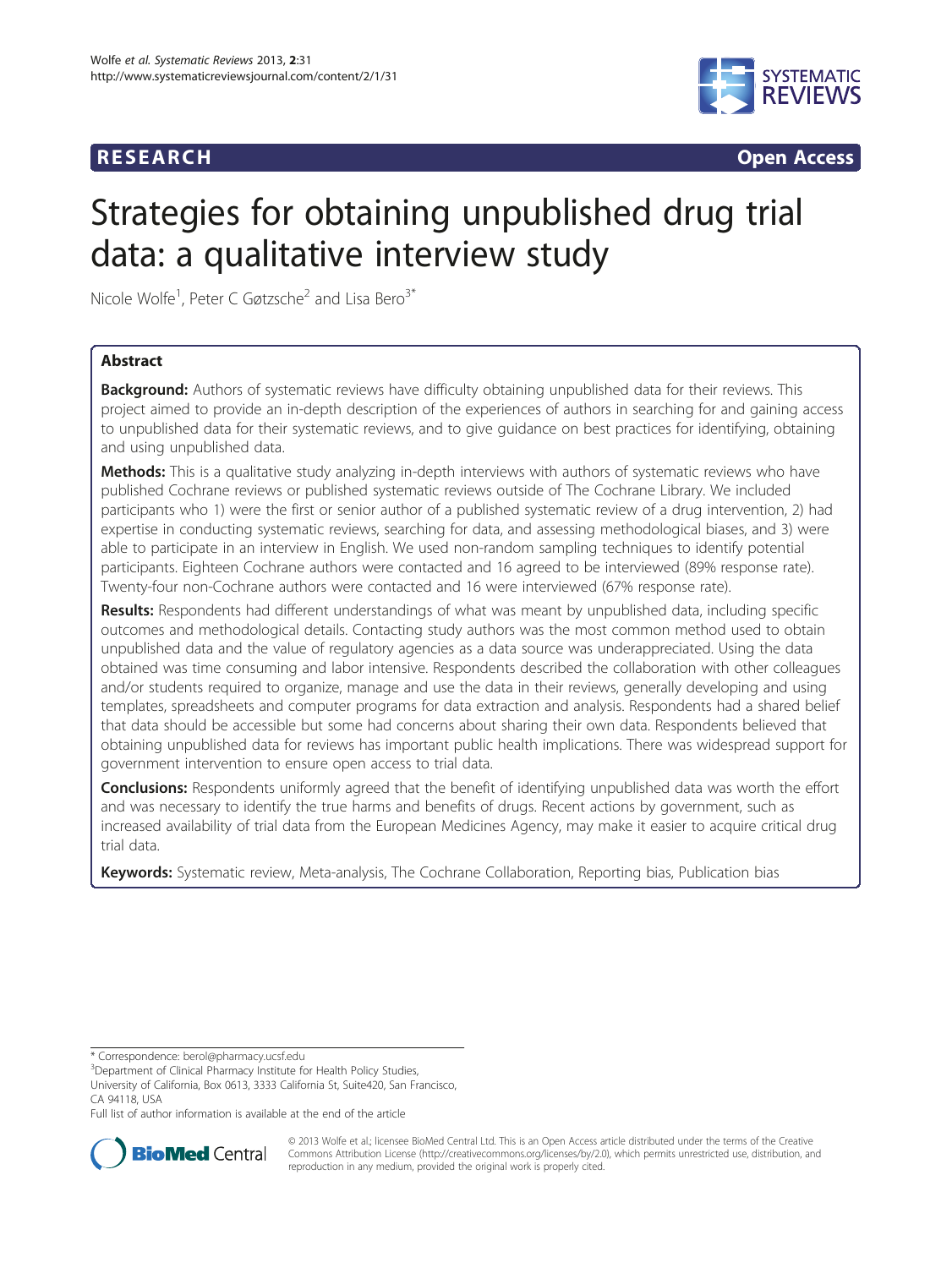RESEARCH Open Access

# Strategies for obtaining unpublished drug trial data: a qualitative interview study

Nicole Wolfe[1], Peter C Gøtzsche[2] and Lisa Bero[3*]

## Abstract

**Background:** Authors of systematic reviews have difficulty obtaining unpublished data for their reviews. This project aimed to provide an in-depth description of the experiences of authors in searching for and gaining access to unpublished data for their systematic reviews, and to give guidance on best practices for identifying, obtaining and using unpublished data.

**Methods:** This is a qualitative study analyzing in-depth interviews with authors of systematic reviews who have published Cochrane reviews or published systematic reviews outside of The Cochrane Library. We included participants who 1) were the first or senior author of a published systematic review of a drug intervention, 2) had expertise in conducting systematic reviews, searching for data, and assessing methodological biases, and 3) were able to participate in an interview in English. We used non-random sampling techniques to identify potential participants. Eighteen Cochrane authors were contacted and 16 agreed to be interviewed (89% response rate). Twenty-four non-Cochrane authors were contacted and 16 were interviewed (67% response rate).

**Results:** Respondents had different understandings of what was meant by unpublished data, including specific outcomes and methodological details. Contacting study authors was the most common method used to obtain unpublished data and the value of regulatory agencies as a data source was underappreciated. Using the data obtained was time consuming and labor intensive. Respondents described the collaboration with other colleagues and/or students required to organize, manage and use the data in their reviews, generally developing and using templates, spreadsheets and computer programs for data extraction and analysis. Respondents had a shared belief that data should be accessible but some had concerns about sharing their own data. Respondents believed that obtaining unpublished data for reviews has important public health implications. There was widespread support for government intervention to ensure open access to trial data.

**Conclusions:** Respondents uniformly agreed that the benefit of identifying unpublished data was worth the effort and was necessary to identify the true harms and benefits of drugs. Recent actions by government, such as increased availability of trial data from the European Medicines Agency, may make it easier to acquire critical drug trial data.

**Keywords:** Systematic review, Meta-analysis, The Cochrane Collaboration, Reporting bias, Publication bias

---

* Correspondence: berol@pharmacy.ucsf.edu
[3]Department of Clinical Pharmacy Institute for Health Policy Studies, University of California, Box 0613, 3333 California St, Suite420, San Francisco, CA 94118, USA
Full list of author information is available at the end of the article

© 2013 Wolfe et al.; licensee BioMed Central Ltd. This is an Open Access article distributed under the terms of the Creative Commons Attribution License (http://creativecommons.org/licenses/by/2.0), which permits unrestricted use, distribution, and reproduction in any medium, provided the original work is properly cited.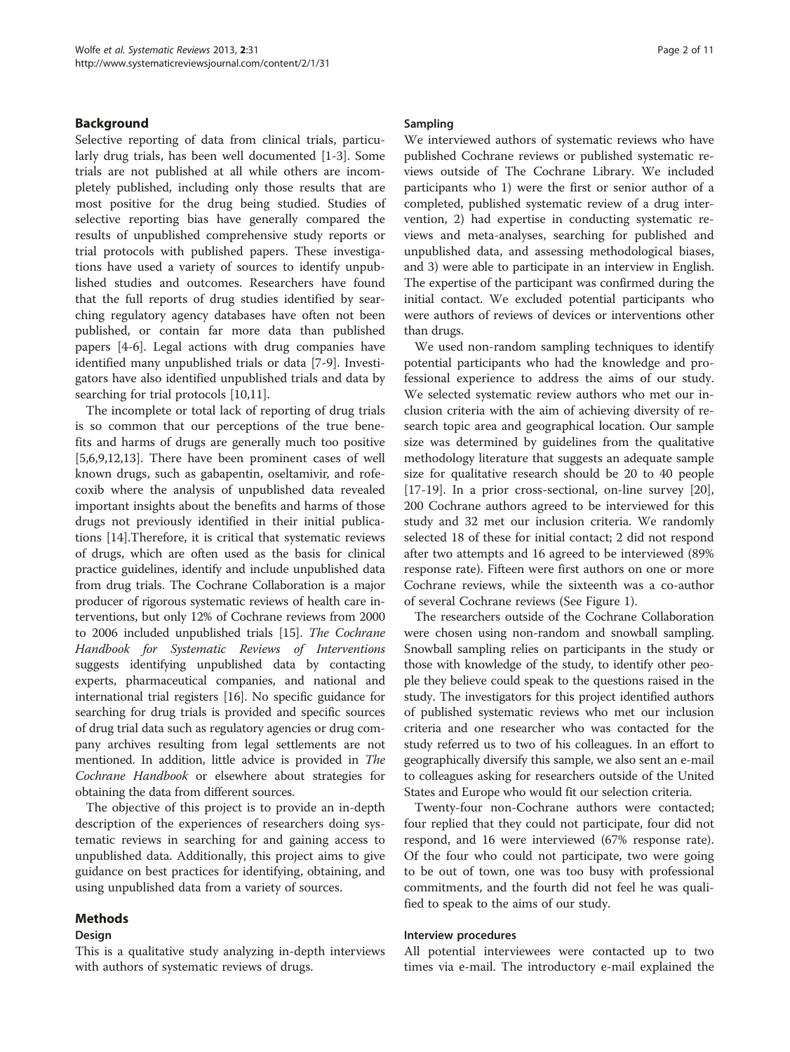## Background

Selective reporting of data from clinical trials, particularly drug trials, has been well documented [1-3]. Some trials are not published at all while others are incompletely published, including only those results that are most positive for the drug being studied. Studies of selective reporting bias have generally compared the results of unpublished comprehensive study reports or trial protocols with published papers. These investigations have used a variety of sources to identify unpublished studies and outcomes. Researchers have found that the full reports of drug studies identified by searching regulatory agency databases have often not been published, or contain far more data than published papers [4-6]. Legal actions with drug companies have identified many unpublished trials or data [7-9]. Investigators have also identified unpublished trials and data by searching for trial protocols [10,11].

The incomplete or total lack of reporting of drug trials is so common that our perceptions of the true benefits and harms of drugs are generally much too positive [5,6,9,12,13]. There have been prominent cases of well known drugs, such as gabapentin, oseltamivir, and rofecoxib where the analysis of unpublished data revealed important insights about the benefits and harms of those drugs not previously identified in their initial publications [14].Therefore, it is critical that systematic reviews of drugs, which are often used as the basis for clinical practice guidelines, identify and include unpublished data from drug trials. The Cochrane Collaboration is a major producer of rigorous systematic reviews of health care interventions, but only 12% of Cochrane reviews from 2000 to 2006 included unpublished trials [15]. *The Cochrane Handbook for Systematic Reviews of Interventions* suggests identifying unpublished data by contacting experts, pharmaceutical companies, and national and international trial registers [16]. No specific guidance for searching for drug trials is provided and specific sources of drug trial data such as regulatory agencies or drug company archives resulting from legal settlements are not mentioned. In addition, little advice is provided in *The Cochrane Handbook* or elsewhere about strategies for obtaining the data from different sources.

The objective of this project is to provide an in-depth description of the experiences of researchers doing systematic reviews in searching for and gaining access to unpublished data. Additionally, this project aims to give guidance on best practices for identifying, obtaining, and using unpublished data from a variety of sources.

## Methods

### Design

This is a qualitative study analyzing in-depth interviews with authors of systematic reviews of drugs.

### Sampling

We interviewed authors of systematic reviews who have published Cochrane reviews or published systematic reviews outside of The Cochrane Library. We included participants who 1) were the first or senior author of a completed, published systematic review of a drug intervention, 2) had expertise in conducting systematic reviews and meta-analyses, searching for published and unpublished data, and assessing methodological biases, and 3) were able to participate in an interview in English. The expertise of the participant was confirmed during the initial contact. We excluded potential participants who were authors of reviews of devices or interventions other than drugs.

We used non-random sampling techniques to identify potential participants who had the knowledge and professional experience to address the aims of our study. We selected systematic review authors who met our inclusion criteria with the aim of achieving diversity of research topic area and geographical location. Our sample size was determined by guidelines from the qualitative methodology literature that suggests an adequate sample size for qualitative research should be 20 to 40 people [17-19]. In a prior cross-sectional, on-line survey [20], 200 Cochrane authors agreed to be interviewed for this study and 32 met our inclusion criteria. We randomly selected 18 of these for initial contact; 2 did not respond after two attempts and 16 agreed to be interviewed (89% response rate). Fifteen were first authors on one or more Cochrane reviews, while the sixteenth was a co-author of several Cochrane reviews (See Figure 1).

The researchers outside of the Cochrane Collaboration were chosen using non-random and snowball sampling. Snowball sampling relies on participants in the study or those with knowledge of the study, to identify other people they believe could speak to the questions raised in the study. The investigators for this project identified authors of published systematic reviews who met our inclusion criteria and one researcher who was contacted for the study referred us to two of his colleagues. In an effort to geographically diversify this sample, we also sent an e-mail to colleagues asking for researchers outside of the United States and Europe who would fit our selection criteria.

Twenty-four non-Cochrane authors were contacted; four replied that they could not participate, four did not respond, and 16 were interviewed (67% response rate). Of the four who could not participate, two were going to be out of town, one was too busy with professional commitments, and the fourth did not feel he was qualified to speak to the aims of our study.

### Interview procedures

All potential interviewees were contacted up to two times via e-mail. The introductory e-mail explained the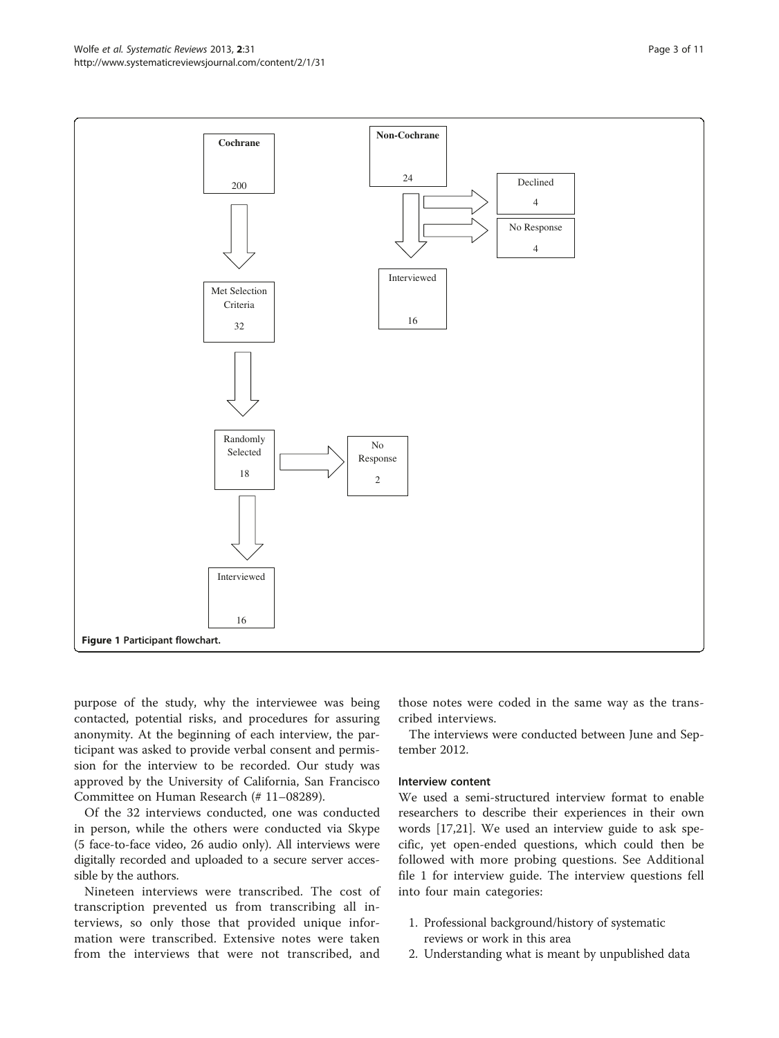Cochrane

200

Met Selection Criteria

32

Randomly Selected

18

No Response

2

Interviewed

16

Non-Cochrane

24

Declined

4

No Response

4

Interviewed

16

**Figure 1 Participant flowchart.**

purpose of the study, why the interviewee was being contacted, potential risks, and procedures for assuring anonymity. At the beginning of each interview, the participant was asked to provide verbal consent and permission for the interview to be recorded. Our study was approved by the University of California, San Francisco Committee on Human Research (# 11–08289).

Of the 32 interviews conducted, one was conducted in person, while the others were conducted via Skype (5 face-to-face video, 26 audio only). All interviews were digitally recorded and uploaded to a secure server accessible by the authors.

Nineteen interviews were transcribed. The cost of transcription prevented us from transcribing all interviews, so only those that provided unique information were transcribed. Extensive notes were taken from the interviews that were not transcribed, and those notes were coded in the same way as the transcribed interviews.

The interviews were conducted between June and September 2012.

#### Interview content

We used a semi-structured interview format to enable researchers to describe their experiences in their own words [17,21]. We used an interview guide to ask specific, yet open-ended questions, which could then be followed with more probing questions. See Additional file 1 for interview guide. The interview questions fell into four main categories:

1. Professional background/history of systematic reviews or work in this area
2. Understanding what is meant by unpublished data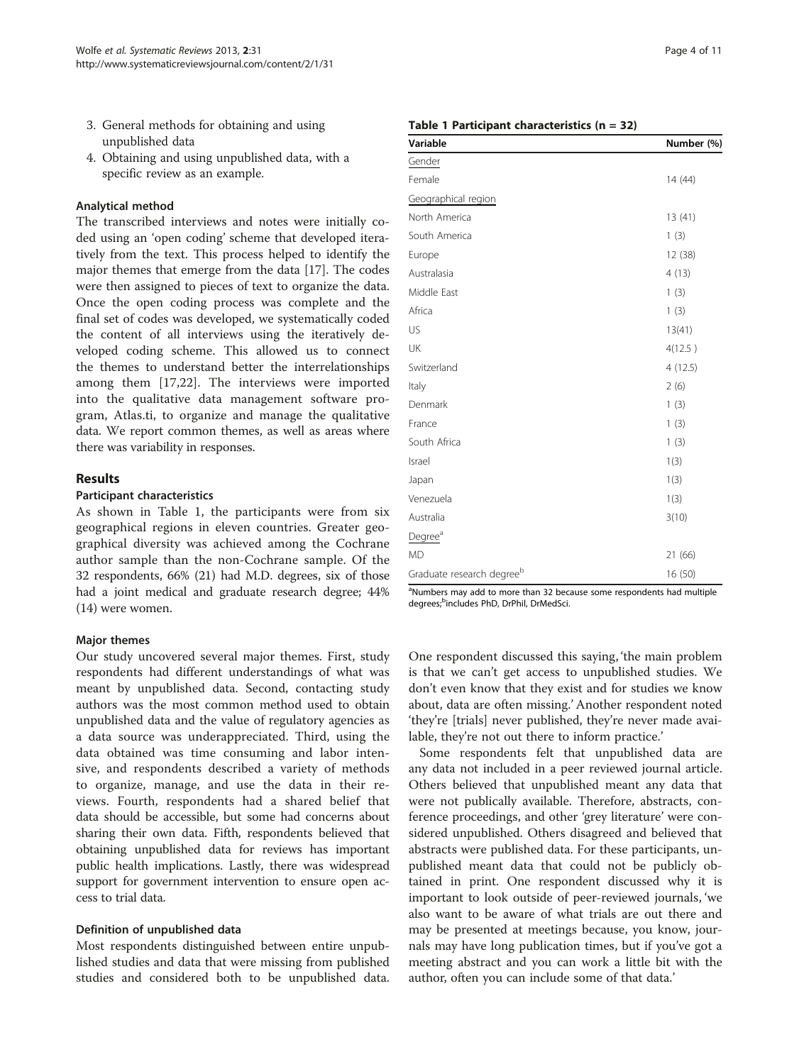3. General methods for obtaining and using unpublished data
4. Obtaining and using unpublished data, with a specific review as an example.

#### Analytical method

The transcribed interviews and notes were initially coded using an 'open coding' scheme that developed iteratively from the text. This process helped to identify the major themes that emerge from the data [17]. The codes were then assigned to pieces of text to organize the data. Once the open coding process was complete and the final set of codes was developed, we systematically coded the content of all interviews using the iteratively developed coding scheme. This allowed us to connect the themes to understand better the interrelationships among them [17,22]. The interviews were imported into the qualitative data management software program, Atlas.ti, to organize and manage the qualitative data. We report common themes, as well as areas where there was variability in responses.

## Results

#### Participant characteristics

As shown in Table 1, the participants were from six geographical regions in eleven countries. Greater geographical diversity was achieved among the Cochrane author sample than the non-Cochrane sample. Of the 32 respondents, 66% (21) had M.D. degrees, six of those had a joint medical and graduate research degree; 44% (14) were women.

**Table 1 Participant characteristics (n = 32)**

| Variable | Number (%) |
|---|---|
| Gender | |
| Female | 14 (44) |
| Geographical region | |
| North America | 13 (41) |
| South America | 1 (3) |
| Europe | 12 (38) |
| Australasia | 4 (13) |
| Middle East | 1 (3) |
| Africa | 1 (3) |
| US | 13(41) |
| UK | 4(12.5 ) |
| Switzerland | 4 (12.5) |
| Italy | 2 (6) |
| Denmark | 1 (3) |
| France | 1 (3) |
| South Africa | 1 (3) |
| Israel | 1(3) |
| Japan | 1(3) |
| Venezuela | 1(3) |
| Australia | 3(10) |
| Degree[a] | |
| MD | 21 (66) |
| Graduate research degree[b] | 16 (50) |

[a]Numbers may add to more than 32 because some respondents had multiple degrees;[b]includes PhD, DrPhil, DrMedSci.

#### Major themes

Our study uncovered several major themes. First, study respondents had different understandings of what was meant by unpublished data. Second, contacting study authors was the most common method used to obtain unpublished data and the value of regulatory agencies as a data source was underappreciated. Third, using the data obtained was time consuming and labor intensive, and respondents described a variety of methods to organize, manage, and use the data in their reviews. Fourth, respondents had a shared belief that data should be accessible, but some had concerns about sharing their own data. Fifth, respondents believed that obtaining unpublished data for reviews has important public health implications. Lastly, there was widespread support for government intervention to ensure open access to trial data.

#### Definition of unpublished data

Most respondents distinguished between entire unpublished studies and data that were missing from published studies and considered both to be unpublished data. One respondent discussed this saying, 'the main problem is that we can't get access to unpublished studies. We don't even know that they exist and for studies we know about, data are often missing.' Another respondent noted 'they're [trials] never published, they're never made available, they're not out there to inform practice.'

Some respondents felt that unpublished data are any data not included in a peer reviewed journal article. Others believed that unpublished meant any data that were not publically available. Therefore, abstracts, conference proceedings, and other 'grey literature' were considered unpublished. Others disagreed and believed that abstracts were published data. For these participants, unpublished meant data that could not be publicly obtained in print. One respondent discussed why it is important to look outside of peer-reviewed journals, 'we also want to be aware of what trials are out there and may be presented at meetings because, you know, journals may have long publication times, but if you've got a meeting abstract and you can work a little bit with the author, often you can include some of that data.'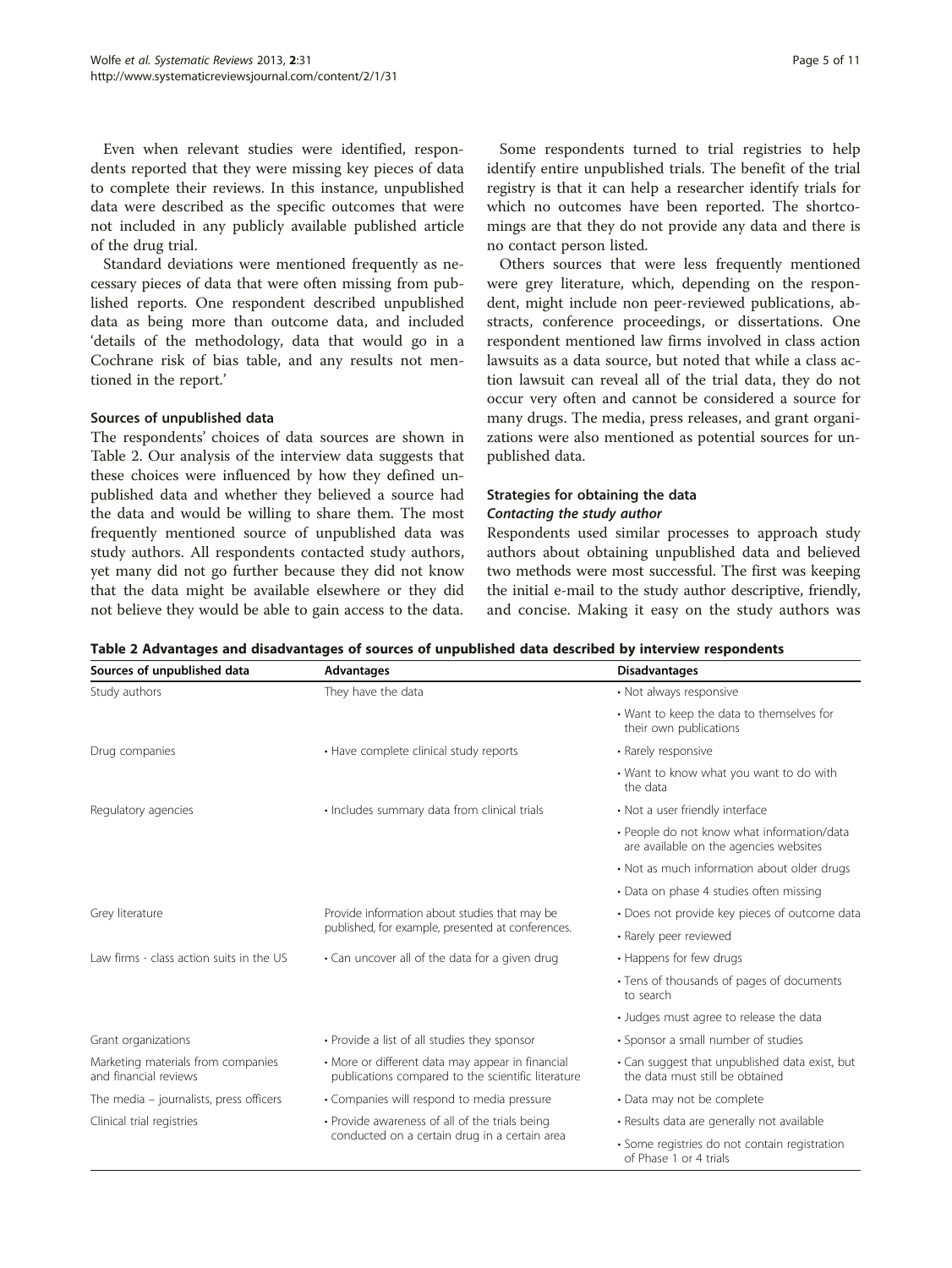Even when relevant studies were identified, respondents reported that they were missing key pieces of data to complete their reviews. In this instance, unpublished data were described as the specific outcomes that were not included in any publicly available published article of the drug trial.

Standard deviations were mentioned frequently as necessary pieces of data that were often missing from published reports. One respondent described unpublished data as being more than outcome data, and included 'details of the methodology, data that would go in a Cochrane risk of bias table, and any results not mentioned in the report.'

#### Sources of unpublished data

The respondents' choices of data sources are shown in Table 2. Our analysis of the interview data suggests that these choices were influenced by how they defined unpublished data and whether they believed a source had the data and would be willing to share them. The most frequently mentioned source of unpublished data was study authors. All respondents contacted study authors, yet many did not go further because they did not know that the data might be available elsewhere or they did not believe they would be able to gain access to the data.

Some respondents turned to trial registries to help identify entire unpublished trials. The benefit of the trial registry is that it can help a researcher identify trials for which no outcomes have been reported. The shortcomings are that they do not provide any data and there is no contact person listed.

Others sources that were less frequently mentioned were grey literature, which, depending on the respondent, might include non peer-reviewed publications, abstracts, conference proceedings, or dissertations. One respondent mentioned law firms involved in class action lawsuits as a data source, but noted that while a class action lawsuit can reveal all of the trial data, they do not occur very often and cannot be considered a source for many drugs. The media, press releases, and grant organizations were also mentioned as potential sources for unpublished data.

#### Strategies for obtaining the data

##### *Contacting the study author*

Respondents used similar processes to approach study authors about obtaining unpublished data and believed two methods were most successful. The first was keeping the initial e-mail to the study author descriptive, friendly, and concise. Making it easy on the study authors was

**Table 2 Advantages and disadvantages of sources of unpublished data described by interview respondents**

| Sources of unpublished data | Advantages | Disadvantages |
|---|---|---|
| Study authors | They have the data | • Not always responsive |
| | | • Want to keep the data to themselves for their own publications |
| Drug companies | • Have complete clinical study reports | • Rarely responsive |
| | | • Want to know what you want to do with the data |
| Regulatory agencies | • Includes summary data from clinical trials | • Not a user friendly interface |
| | | • People do not know what information/data are available on the agencies websites |
| | | • Not as much information about older drugs |
| | | • Data on phase 4 studies often missing |
| Grey literature | Provide information about studies that may be published, for example, presented at conferences. | • Does not provide key pieces of outcome data |
| | | • Rarely peer reviewed |
| Law firms - class action suits in the US | • Can uncover all of the data for a given drug | • Happens for few drugs |
| | | • Tens of thousands of pages of documents to search |
| | | • Judges must agree to release the data |
| Grant organizations | • Provide a list of all studies they sponsor | • Sponsor a small number of studies |
| Marketing materials from companies and financial reviews | • More or different data may appear in financial publications compared to the scientific literature | • Can suggest that unpublished data exist, but the data must still be obtained |
| The media – journalists, press officers | • Companies will respond to media pressure | • Data may not be complete |
| Clinical trial registries | • Provide awareness of all of the trials being conducted on a certain drug in a certain area | • Results data are generally not available |
| | | • Some registries do not contain registration of Phase 1 or 4 trials |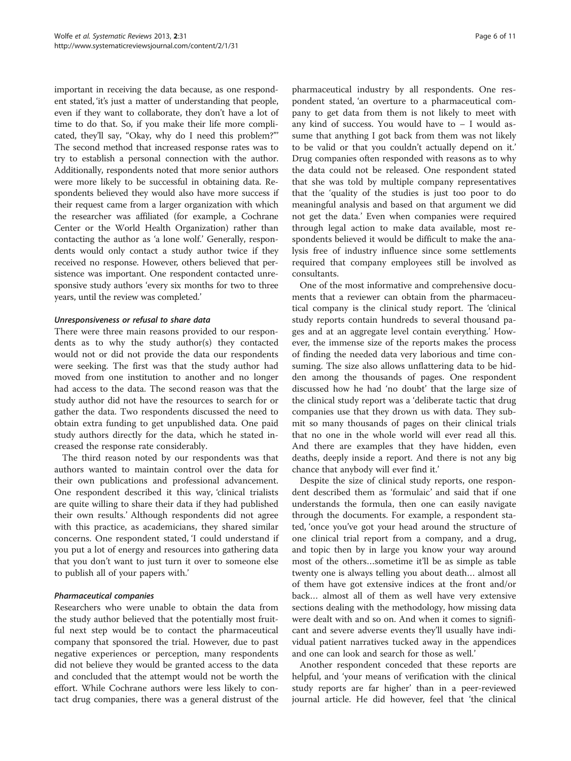important in receiving the data because, as one respondent stated, 'it's just a matter of understanding that people, even if they want to collaborate, they don't have a lot of time to do that. So, if you make their life more complicated, they'll say, "Okay, why do I need this problem?"' The second method that increased response rates was to try to establish a personal connection with the author. Additionally, respondents noted that more senior authors were more likely to be successful in obtaining data. Respondents believed they would also have more success if their request came from a larger organization with which the researcher was affiliated (for example, a Cochrane Center or the World Health Organization) rather than contacting the author as 'a lone wolf.' Generally, respondents would only contact a study author twice if they received no response. However, others believed that persistence was important. One respondent contacted unresponsive study authors 'every six months for two to three years, until the review was completed.'

#### *Unresponsiveness or refusal to share data*

There were three main reasons provided to our respondents as to why the study author(s) they contacted would not or did not provide the data our respondents were seeking. The first was that the study author had moved from one institution to another and no longer had access to the data. The second reason was that the study author did not have the resources to search for or gather the data. Two respondents discussed the need to obtain extra funding to get unpublished data. One paid study authors directly for the data, which he stated increased the response rate considerably.

The third reason noted by our respondents was that authors wanted to maintain control over the data for their own publications and professional advancement. One respondent described it this way, 'clinical trialists are quite willing to share their data if they had published their own results.' Although respondents did not agree with this practice, as academicians, they shared similar concerns. One respondent stated, 'I could understand if you put a lot of energy and resources into gathering data that you don't want to just turn it over to someone else to publish all of your papers with.'

#### *Pharmaceutical companies*

Researchers who were unable to obtain the data from the study author believed that the potentially most fruitful next step would be to contact the pharmaceutical company that sponsored the trial. However, due to past negative experiences or perception, many respondents did not believe they would be granted access to the data and concluded that the attempt would not be worth the effort. While Cochrane authors were less likely to contact drug companies, there was a general distrust of the pharmaceutical industry by all respondents. One respondent stated, 'an overture to a pharmaceutical company to get data from them is not likely to meet with any kind of success. You would have to – I would assume that anything I got back from them was not likely to be valid or that you couldn't actually depend on it.' Drug companies often responded with reasons as to why the data could not be released. One respondent stated that she was told by multiple company representatives that the 'quality of the studies is just too poor to do meaningful analysis and based on that argument we did not get the data.' Even when companies were required through legal action to make data available, most respondents believed it would be difficult to make the analysis free of industry influence since some settlements required that company employees still be involved as consultants.

One of the most informative and comprehensive documents that a reviewer can obtain from the pharmaceutical company is the clinical study report. The 'clinical study reports contain hundreds to several thousand pages and at an aggregate level contain everything.' However, the immense size of the reports makes the process of finding the needed data very laborious and time consuming. The size also allows unflattering data to be hidden among the thousands of pages. One respondent discussed how he had 'no doubt' that the large size of the clinical study report was a 'deliberate tactic that drug companies use that they drown us with data. They submit so many thousands of pages on their clinical trials that no one in the whole world will ever read all this. And there are examples that they have hidden, even deaths, deeply inside a report. And there is not any big chance that anybody will ever find it.'

Despite the size of clinical study reports, one respondent described them as 'formulaic' and said that if one understands the formula, then one can easily navigate through the documents. For example, a respondent stated, 'once you've got your head around the structure of one clinical trial report from a company, and a drug, and topic then by in large you know your way around most of the others…sometime it'll be as simple as table twenty one is always telling you about death… almost all of them have got extensive indices at the front and/or back… almost all of them as well have very extensive sections dealing with the methodology, how missing data were dealt with and so on. And when it comes to significant and severe adverse events they'll usually have individual patient narratives tucked away in the appendices and one can look and search for those as well.'

Another respondent conceded that these reports are helpful, and 'your means of verification with the clinical study reports are far higher' than in a peer-reviewed journal article. He did however, feel that 'the clinical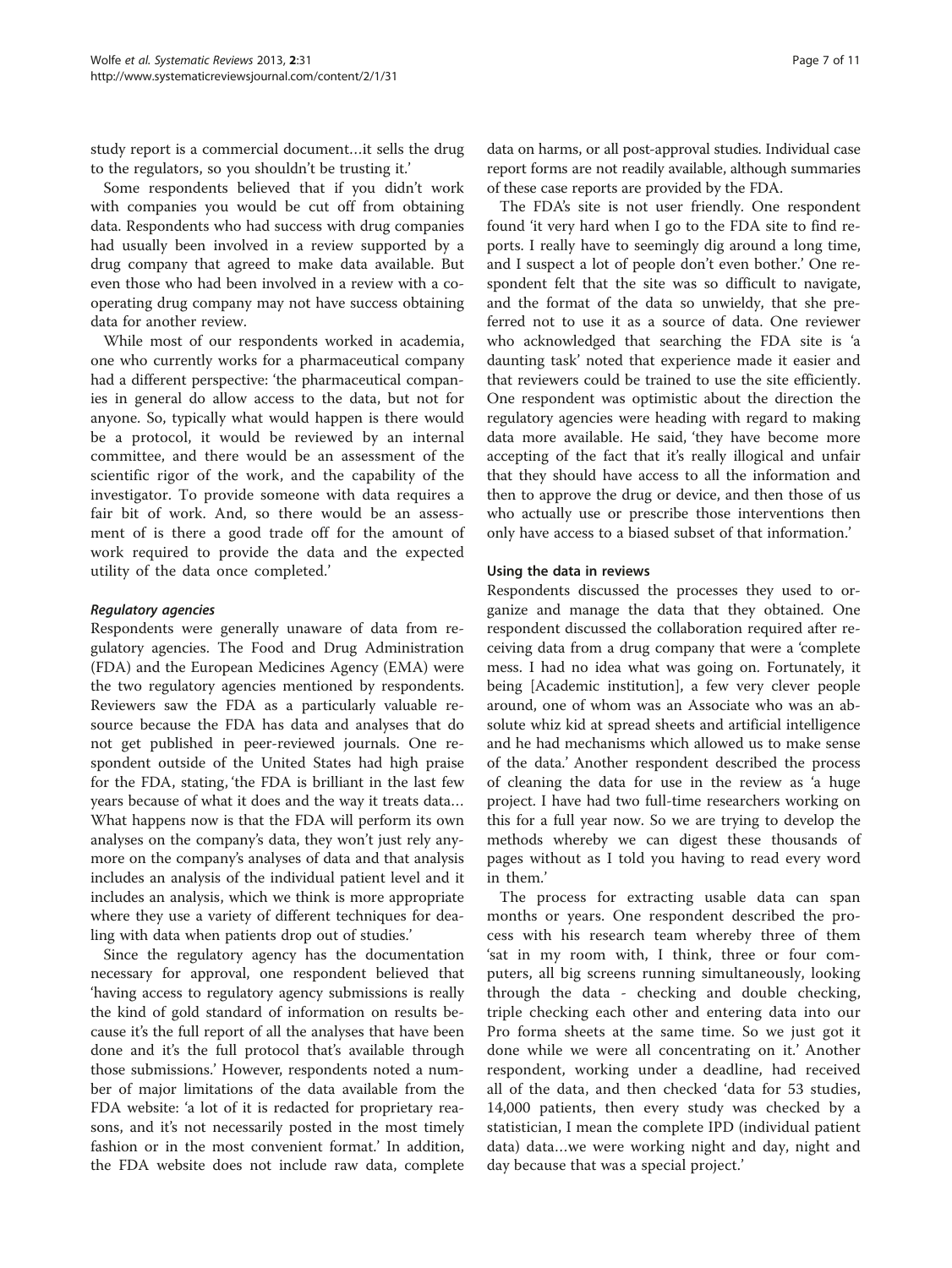study report is a commercial document…it sells the drug to the regulators, so you shouldn't be trusting it.'

Some respondents believed that if you didn't work with companies you would be cut off from obtaining data. Respondents who had success with drug companies had usually been involved in a review supported by a drug company that agreed to make data available. But even those who had been involved in a review with a cooperating drug company may not have success obtaining data for another review.

While most of our respondents worked in academia, one who currently works for a pharmaceutical company had a different perspective: 'the pharmaceutical companies in general do allow access to the data, but not for anyone. So, typically what would happen is there would be a protocol, it would be reviewed by an internal committee, and there would be an assessment of the scientific rigor of the work, and the capability of the investigator. To provide someone with data requires a fair bit of work. And, so there would be an assessment of is there a good trade off for the amount of work required to provide the data and the expected utility of the data once completed.'

#### *Regulatory agencies*

Respondents were generally unaware of data from regulatory agencies. The Food and Drug Administration (FDA) and the European Medicines Agency (EMA) were the two regulatory agencies mentioned by respondents. Reviewers saw the FDA as a particularly valuable resource because the FDA has data and analyses that do not get published in peer-reviewed journals. One respondent outside of the United States had high praise for the FDA, stating, 'the FDA is brilliant in the last few years because of what it does and the way it treats data… What happens now is that the FDA will perform its own analyses on the company's data, they won't just rely anymore on the company's analyses of data and that analysis includes an analysis of the individual patient level and it includes an analysis, which we think is more appropriate where they use a variety of different techniques for dealing with data when patients drop out of studies.'

Since the regulatory agency has the documentation necessary for approval, one respondent believed that 'having access to regulatory agency submissions is really the kind of gold standard of information on results because it's the full report of all the analyses that have been done and it's the full protocol that's available through those submissions.' However, respondents noted a number of major limitations of the data available from the FDA website: 'a lot of it is redacted for proprietary reasons, and it's not necessarily posted in the most timely fashion or in the most convenient format.' In addition, the FDA website does not include raw data, complete data on harms, or all post-approval studies. Individual case report forms are not readily available, although summaries of these case reports are provided by the FDA.

The FDA's site is not user friendly. One respondent found 'it very hard when I go to the FDA site to find reports. I really have to seemingly dig around a long time, and I suspect a lot of people don't even bother.' One respondent felt that the site was so difficult to navigate, and the format of the data so unwieldy, that she preferred not to use it as a source of data. One reviewer who acknowledged that searching the FDA site is 'a daunting task' noted that experience made it easier and that reviewers could be trained to use the site efficiently. One respondent was optimistic about the direction the regulatory agencies were heading with regard to making data more available. He said, 'they have become more accepting of the fact that it's really illogical and unfair that they should have access to all the information and then to approve the drug or device, and then those of us who actually use or prescribe those interventions then only have access to a biased subset of that information.'

### Using the data in reviews

Respondents discussed the processes they used to organize and manage the data that they obtained. One respondent discussed the collaboration required after receiving data from a drug company that were a 'complete mess. I had no idea what was going on. Fortunately, it being [Academic institution], a few very clever people around, one of whom was an Associate who was an absolute whiz kid at spread sheets and artificial intelligence and he had mechanisms which allowed us to make sense of the data.' Another respondent described the process of cleaning the data for use in the review as 'a huge project. I have had two full-time researchers working on this for a full year now. So we are trying to develop the methods whereby we can digest these thousands of pages without as I told you having to read every word in them.'

The process for extracting usable data can span months or years. One respondent described the process with his research team whereby three of them 'sat in my room with, I think, three or four computers, all big screens running simultaneously, looking through the data - checking and double checking, triple checking each other and entering data into our Pro forma sheets at the same time. So we just got it done while we were all concentrating on it.' Another respondent, working under a deadline, had received all of the data, and then checked 'data for 53 studies, 14,000 patients, then every study was checked by a statistician, I mean the complete IPD (individual patient data) data…we were working night and day, night and day because that was a special project.'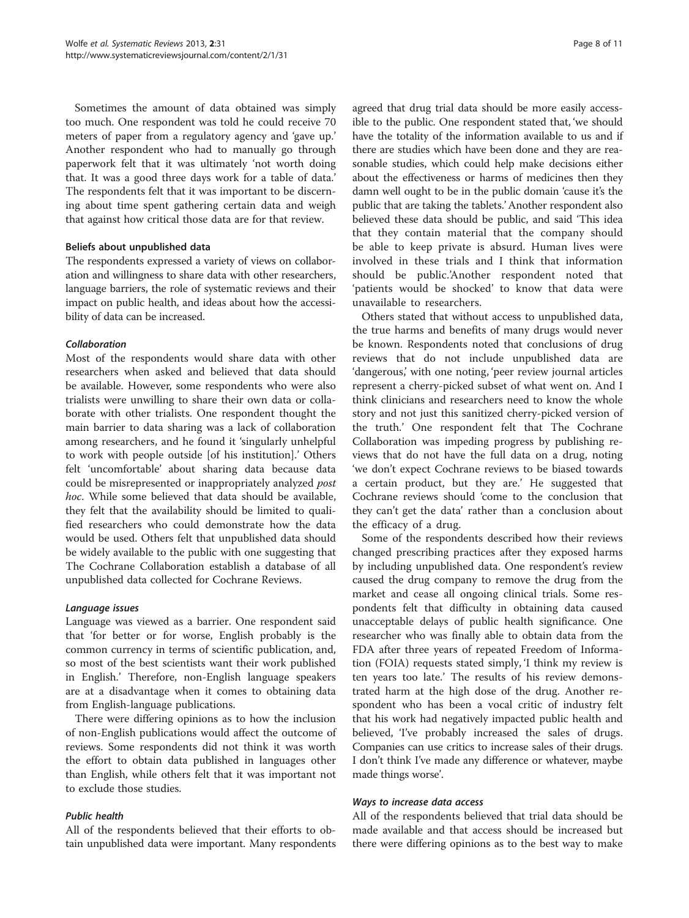Sometimes the amount of data obtained was simply too much. One respondent was told he could receive 70 meters of paper from a regulatory agency and 'gave up.' Another respondent who had to manually go through paperwork felt that it was ultimately 'not worth doing that. It was a good three days work for a table of data.' The respondents felt that it was important to be discerning about time spent gathering certain data and weigh that against how critical those data are for that review.

#### Beliefs about unpublished data

The respondents expressed a variety of views on collaboration and willingness to share data with other researchers, language barriers, the role of systematic reviews and their impact on public health, and ideas about how the accessibility of data can be increased.

##### *Collaboration*

Most of the respondents would share data with other researchers when asked and believed that data should be available. However, some respondents who were also trialists were unwilling to share their own data or collaborate with other trialists. One respondent thought the main barrier to data sharing was a lack of collaboration among researchers, and he found it 'singularly unhelpful to work with people outside [of his institution].' Others felt 'uncomfortable' about sharing data because data could be misrepresented or inappropriately analyzed *post hoc*. While some believed that data should be available, they felt that the availability should be limited to qualified researchers who could demonstrate how the data would be used. Others felt that unpublished data should be widely available to the public with one suggesting that The Cochrane Collaboration establish a database of all unpublished data collected for Cochrane Reviews.

##### *Language issues*

Language was viewed as a barrier. One respondent said that 'for better or for worse, English probably is the common currency in terms of scientific publication, and, so most of the best scientists want their work published in English.' Therefore, non-English language speakers are at a disadvantage when it comes to obtaining data from English-language publications.

There were differing opinions as to how the inclusion of non-English publications would affect the outcome of reviews. Some respondents did not think it was worth the effort to obtain data published in languages other than English, while others felt that it was important not to exclude those studies.

##### *Public health*

All of the respondents believed that their efforts to obtain unpublished data were important. Many respondents agreed that drug trial data should be more easily accessible to the public. One respondent stated that, 'we should have the totality of the information available to us and if there are studies which have been done and they are reasonable studies, which could help make decisions either about the effectiveness or harms of medicines then they damn well ought to be in the public domain 'cause it's the public that are taking the tablets.' Another respondent also believed these data should be public, and said 'This idea that they contain material that the company should be able to keep private is absurd. Human lives were involved in these trials and I think that information should be public.'Another respondent noted that 'patients would be shocked' to know that data were unavailable to researchers.

Others stated that without access to unpublished data, the true harms and benefits of many drugs would never be known. Respondents noted that conclusions of drug reviews that do not include unpublished data are 'dangerous,' with one noting, 'peer review journal articles represent a cherry-picked subset of what went on. And I think clinicians and researchers need to know the whole story and not just this sanitized cherry-picked version of the truth.' One respondent felt that The Cochrane Collaboration was impeding progress by publishing reviews that do not have the full data on a drug, noting 'we don't expect Cochrane reviews to be biased towards a certain product, but they are.' He suggested that Cochrane reviews should 'come to the conclusion that they can't get the data' rather than a conclusion about the efficacy of a drug.

Some of the respondents described how their reviews changed prescribing practices after they exposed harms by including unpublished data. One respondent's review caused the drug company to remove the drug from the market and cease all ongoing clinical trials. Some respondents felt that difficulty in obtaining data caused unacceptable delays of public health significance. One researcher who was finally able to obtain data from the FDA after three years of repeated Freedom of Information (FOIA) requests stated simply, 'I think my review is ten years too late.' The results of his review demonstrated harm at the high dose of the drug. Another respondent who has been a vocal critic of industry felt that his work had negatively impacted public health and believed, 'I've probably increased the sales of drugs. Companies can use critics to increase sales of their drugs. I don't think I've made any difference or whatever, maybe made things worse'.

##### *Ways to increase data access*

All of the respondents believed that trial data should be made available and that access should be increased but there were differing opinions as to the best way to make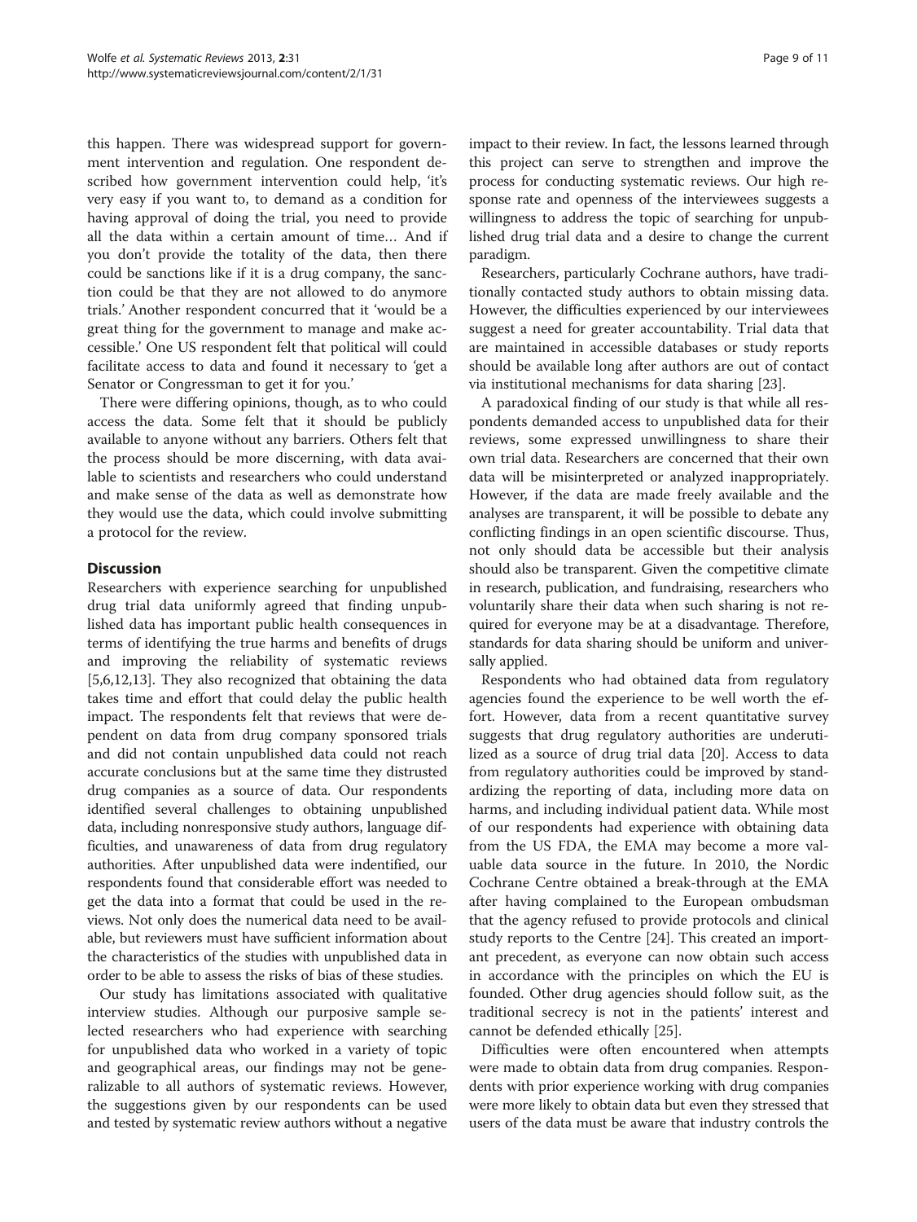this happen. There was widespread support for government intervention and regulation. One respondent described how government intervention could help, 'it's very easy if you want to, to demand as a condition for having approval of doing the trial, you need to provide all the data within a certain amount of time… And if you don't provide the totality of the data, then there could be sanctions like if it is a drug company, the sanction could be that they are not allowed to do anymore trials.' Another respondent concurred that it 'would be a great thing for the government to manage and make accessible.' One US respondent felt that political will could facilitate access to data and found it necessary to 'get a Senator or Congressman to get it for you.'

There were differing opinions, though, as to who could access the data. Some felt that it should be publicly available to anyone without any barriers. Others felt that the process should be more discerning, with data available to scientists and researchers who could understand and make sense of the data as well as demonstrate how they would use the data, which could involve submitting a protocol for the review.

## Discussion

Researchers with experience searching for unpublished drug trial data uniformly agreed that finding unpublished data has important public health consequences in terms of identifying the true harms and benefits of drugs and improving the reliability of systematic reviews [5,6,12,13]. They also recognized that obtaining the data takes time and effort that could delay the public health impact. The respondents felt that reviews that were dependent on data from drug company sponsored trials and did not contain unpublished data could not reach accurate conclusions but at the same time they distrusted drug companies as a source of data. Our respondents identified several challenges to obtaining unpublished data, including nonresponsive study authors, language difficulties, and unawareness of data from drug regulatory authorities. After unpublished data were indentified, our respondents found that considerable effort was needed to get the data into a format that could be used in the reviews. Not only does the numerical data need to be available, but reviewers must have sufficient information about the characteristics of the studies with unpublished data in order to be able to assess the risks of bias of these studies.

Our study has limitations associated with qualitative interview studies. Although our purposive sample selected researchers who had experience with searching for unpublished data who worked in a variety of topic and geographical areas, our findings may not be generalizable to all authors of systematic reviews. However, the suggestions given by our respondents can be used and tested by systematic review authors without a negative impact to their review. In fact, the lessons learned through this project can serve to strengthen and improve the process for conducting systematic reviews. Our high response rate and openness of the interviewees suggests a willingness to address the topic of searching for unpublished drug trial data and a desire to change the current paradigm.

Researchers, particularly Cochrane authors, have traditionally contacted study authors to obtain missing data. However, the difficulties experienced by our interviewees suggest a need for greater accountability. Trial data that are maintained in accessible databases or study reports should be available long after authors are out of contact via institutional mechanisms for data sharing [23].

A paradoxical finding of our study is that while all respondents demanded access to unpublished data for their reviews, some expressed unwillingness to share their own trial data. Researchers are concerned that their own data will be misinterpreted or analyzed inappropriately. However, if the data are made freely available and the analyses are transparent, it will be possible to debate any conflicting findings in an open scientific discourse. Thus, not only should data be accessible but their analysis should also be transparent. Given the competitive climate in research, publication, and fundraising, researchers who voluntarily share their data when such sharing is not required for everyone may be at a disadvantage. Therefore, standards for data sharing should be uniform and universally applied.

Respondents who had obtained data from regulatory agencies found the experience to be well worth the effort. However, data from a recent quantitative survey suggests that drug regulatory authorities are underutilized as a source of drug trial data [20]. Access to data from regulatory authorities could be improved by standardizing the reporting of data, including more data on harms, and including individual patient data. While most of our respondents had experience with obtaining data from the US FDA, the EMA may become a more valuable data source in the future. In 2010, the Nordic Cochrane Centre obtained a break-through at the EMA after having complained to the European ombudsman that the agency refused to provide protocols and clinical study reports to the Centre [24]. This created an important precedent, as everyone can now obtain such access in accordance with the principles on which the EU is founded. Other drug agencies should follow suit, as the traditional secrecy is not in the patients' interest and cannot be defended ethically [25].

Difficulties were often encountered when attempts were made to obtain data from drug companies. Respondents with prior experience working with drug companies were more likely to obtain data but even they stressed that users of the data must be aware that industry controls the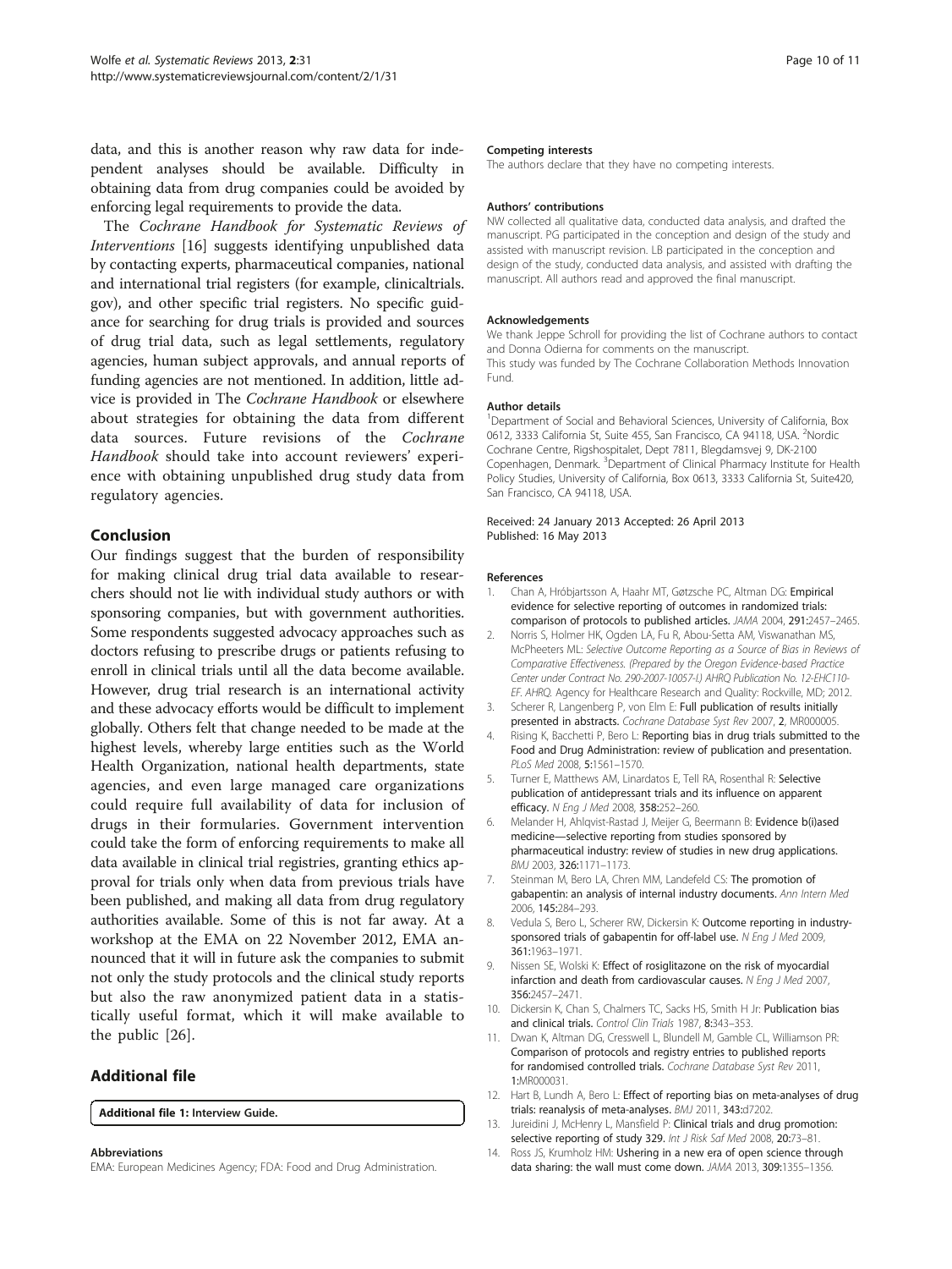data, and this is another reason why raw data for independent analyses should be available. Difficulty in obtaining data from drug companies could be avoided by enforcing legal requirements to provide the data.

The *Cochrane Handbook for Systematic Reviews of Interventions* [16] suggests identifying unpublished data by contacting experts, pharmaceutical companies, national and international trial registers (for example, clinicaltrials.gov), and other specific trial registers. No specific guidance for searching for drug trials is provided and sources of drug trial data, such as legal settlements, regulatory agencies, human subject approvals, and annual reports of funding agencies are not mentioned. In addition, little advice is provided in The *Cochrane Handbook* or elsewhere about strategies for obtaining the data from different data sources. Future revisions of the *Cochrane Handbook* should take into account reviewers' experience with obtaining unpublished drug study data from regulatory agencies.

## Conclusion

Our findings suggest that the burden of responsibility for making clinical drug trial data available to researchers should not lie with individual study authors or with sponsoring companies, but with government authorities. Some respondents suggested advocacy approaches such as doctors refusing to prescribe drugs or patients refusing to enroll in clinical trials until all the data become available. However, drug trial research is an international activity and these advocacy efforts would be difficult to implement globally. Others felt that change needed to be made at the highest levels, whereby large entities such as the World Health Organization, national health departments, state agencies, and even large managed care organizations could require full availability of data for inclusion of drugs in their formularies. Government intervention could take the form of enforcing requirements to make all data available in clinical trial registries, granting ethics approval for trials only when data from previous trials have been published, and making all data from drug regulatory authorities available. Some of this is not far away. At a workshop at the EMA on 22 November 2012, EMA announced that it will in future ask the companies to submit not only the study protocols and the clinical study reports but also the raw anonymized patient data in a statistically useful format, which it will make available to the public [26].

## Additional file

**Additional file 1:** Interview Guide.

### Abbreviations

EMA: European Medicines Agency; FDA: Food and Drug Administration.

### Competing interests

The authors declare that they have no competing interests.

### Authors' contributions

NW collected all qualitative data, conducted data analysis, and drafted the manuscript. PG participated in the conception and design of the study and assisted with manuscript revision. LB participated in the conception and design of the study, conducted data analysis, and assisted with drafting the manuscript. All authors read and approved the final manuscript.

### Acknowledgements

We thank Jeppe Schroll for providing the list of Cochrane authors to contact and Donna Odierna for comments on the manuscript.
This study was funded by The Cochrane Collaboration Methods Innovation Fund.

### Author details

[1]Department of Social and Behavioral Sciences, University of California, Box 0612, 3333 California St, Suite 455, San Francisco, CA 94118, USA. [2]Nordic Cochrane Centre, Rigshospitalet, Dept 7811, Blegdamsvej 9, DK-2100 Copenhagen, Denmark. [3]Department of Clinical Pharmacy Institute for Health Policy Studies, University of California, Box 0613, 3333 California St, Suite420, San Francisco, CA 94118, USA.

Received: 24 January 2013 Accepted: 26 April 2013
Published: 16 May 2013

### References

1. Chan A, Hróbjartsson A, Haahr MT, Gøtzsche PC, Altman DG: **Empirical evidence for selective reporting of outcomes in randomized trials: comparison of protocols to published articles.** *JAMA* 2004, **291:**2457–2465.
2. Norris S, Holmer HK, Ogden LA, Fu R, Abou-Setta AM, Viswanathan MS, McPheeters ML: *Selective Outcome Reporting as a Source of Bias in Reviews of Comparative Effectiveness. (Prepared by the Oregon Evidence-based Practice Center under Contract No. 290-2007-10057-I.) AHRQ Publication No. 12-EHC110-EF. AHRQ.* Agency for Healthcare Research and Quality: Rockville, MD; 2012.
3. Scherer R, Langenberg P, von Elm E: **Full publication of results initially presented in abstracts.** *Cochrane Database Syst Rev* 2007, **2**, MR000005.
4. Rising K, Bacchetti P, Bero L: **Reporting bias in drug trials submitted to the Food and Drug Administration: review of publication and presentation.** *PLoS Med* 2008, **5:**1561–1570.
5. Turner E, Matthews AM, Linardatos E, Tell RA, Rosenthal R: **Selective publication of antidepressant trials and its influence on apparent efficacy.** *N Eng J Med* 2008, **358:**252–260.
6. Melander H, Ahlqvist-Rastad J, Meijer G, Beermann B: **Evidence b(i)ased medicine—selective reporting from studies sponsored by pharmaceutical industry: review of studies in new drug applications.** *BMJ* 2003, **326:**1171–1173.
7. Steinman M, Bero LA, Chren MM, Landefeld CS: **The promotion of gabapentin: an analysis of internal industry documents.** *Ann Intern Med* 2006, **145:**284–293.
8. Vedula S, Bero L, Scherer RW, Dickersin K: **Outcome reporting in industry-sponsored trials of gabapentin for off-label use.** *N Eng J Med* 2009, **361:**1963–1971.
9. Nissen SE, Wolski K: **Effect of rosiglitazone on the risk of myocardial infarction and death from cardiovascular causes.** *N Eng J Med* 2007, **356:**2457–2471.
10. Dickersin K, Chan S, Chalmers TC, Sacks HS, Smith H Jr: **Publication bias and clinical trials.** *Control Clin Trials* 1987, **8:**343–353.
11. Dwan K, Altman DG, Cresswell L, Blundell M, Gamble CL, Williamson PR: **Comparison of protocols and registry entries to published reports for randomised controlled trials.** *Cochrane Database Syst Rev* 2011, **1:**MR000031.
12. Hart B, Lundh A, Bero L: **Effect of reporting bias on meta-analyses of drug trials: reanalysis of meta-analyses.** *BMJ* 2011, **343:**d7202.
13. Jureidini J, McHenry L, Mansfield P: **Clinical trials and drug promotion: selective reporting of study 329.** *Int J Risk Saf Med* 2008, **20:**73–81.
14. Ross JS, Krumholz HM: **Ushering in a new era of open science through data sharing: the wall must come down.** *JAMA* 2013, **309:**1355–1356.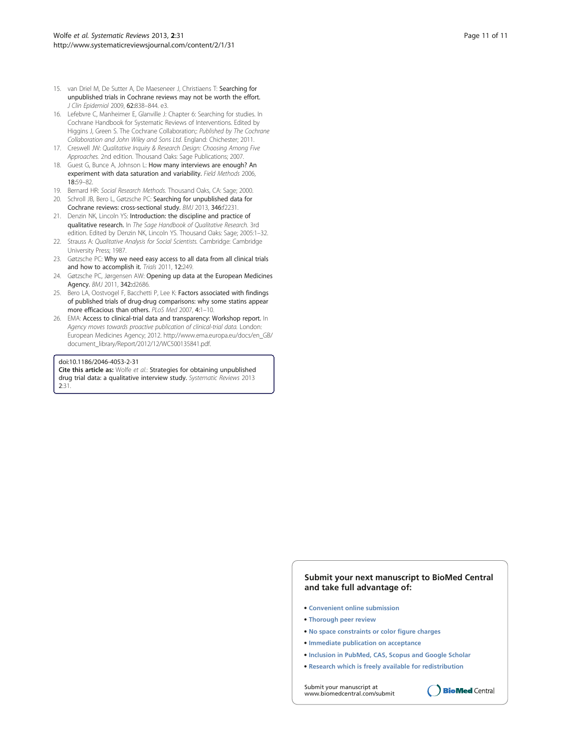15. van Driel M, De Sutter A, De Maeseneer J, Christiaens T: **Searching for unpublished trials in Cochrane reviews may not be worth the effort.** *J Clin Epidemiol* 2009, **62:**838–844. e3.
16. Lefebvre C, Manheimer E, Glanville J: Chapter 6: Searching for studies. In Cochrane Handbook for Systematic Reviews of Interventions. Edited by Higgins J, Green S. The Cochrane Collaboration;: *Published by The Cochrane Collaboration and John Wiley and Sons Ltd.* England: Chichester; 2011.
17. Creswell JW: *Qualitative Inquiry & Research Design: Choosing Among Five Approaches.* 2nd edition. Thousand Oaks: Sage Publications; 2007.
18. Guest G, Bunce A, Johnson L: **How many interviews are enough? An experiment with data saturation and variability.** *Field Methods* 2006, **18:**59–82.
19. Bernard HR: *Social Research Methods.* Thousand Oaks, CA: Sage; 2000.
20. Schroll JB, Bero L, Gøtzsche PC: **Searching for unpublished data for Cochrane reviews: cross-sectional study.** *BMJ* 2013, **346:**f2231.
21. Denzin NK, Lincoln YS: **Introduction: the discipline and practice of qualitative research.** In *The Sage Handbook of Qualitative Research.* 3rd edition. Edited by Denzin NK, Lincoln YS. Thousand Oaks: Sage; 2005:1–32.
22. Strauss A: *Qualitative Analysis for Social Scientists.* Cambridge: Cambridge University Press; 1987.
23. Gøtzsche PC: **Why we need easy access to all data from all clinical trials and how to accomplish it.** *Trials* 2011, **12:**249.
24. Gøtzsche PC, Jørgensen AW: **Opening up data at the European Medicines Agency.** *BMJ* 2011, **342:**d2686.
25. Bero LA, Oostvogel F, Bacchetti P, Lee K: **Factors associated with findings of published trials of drug-drug comparisons: why some statins appear more efficacious than others.** *PLoS Med* 2007, **4:**1–10.
26. EMA: **Access to clinical-trial data and transparency: Workshop report.** In *Agency moves towards proactive publication of clinical-trial data.* London: European Medicines Agency; 2012. http://www.ema.europa.eu/docs/en_GB/document_library/Report/2012/12/WC500135841.pdf.

doi:10.1186/2046-4053-2-31
**Cite this article as:** Wolfe *et al.*: Strategies for obtaining unpublished drug trial data: a qualitative interview study. *Systematic Reviews* 2013 **2**:31.

**Submit your next manuscript to BioMed Central and take full advantage of:**

- **Convenient online submission**
- **Thorough peer review**
- **No space constraints or color figure charges**
- **Immediate publication on acceptance**
- **Inclusion in PubMed, CAS, Scopus and Google Scholar**
- **Research which is freely available for redistribution**

Submit your manuscript at www.biomedcentral.com/submit

BioMed Central